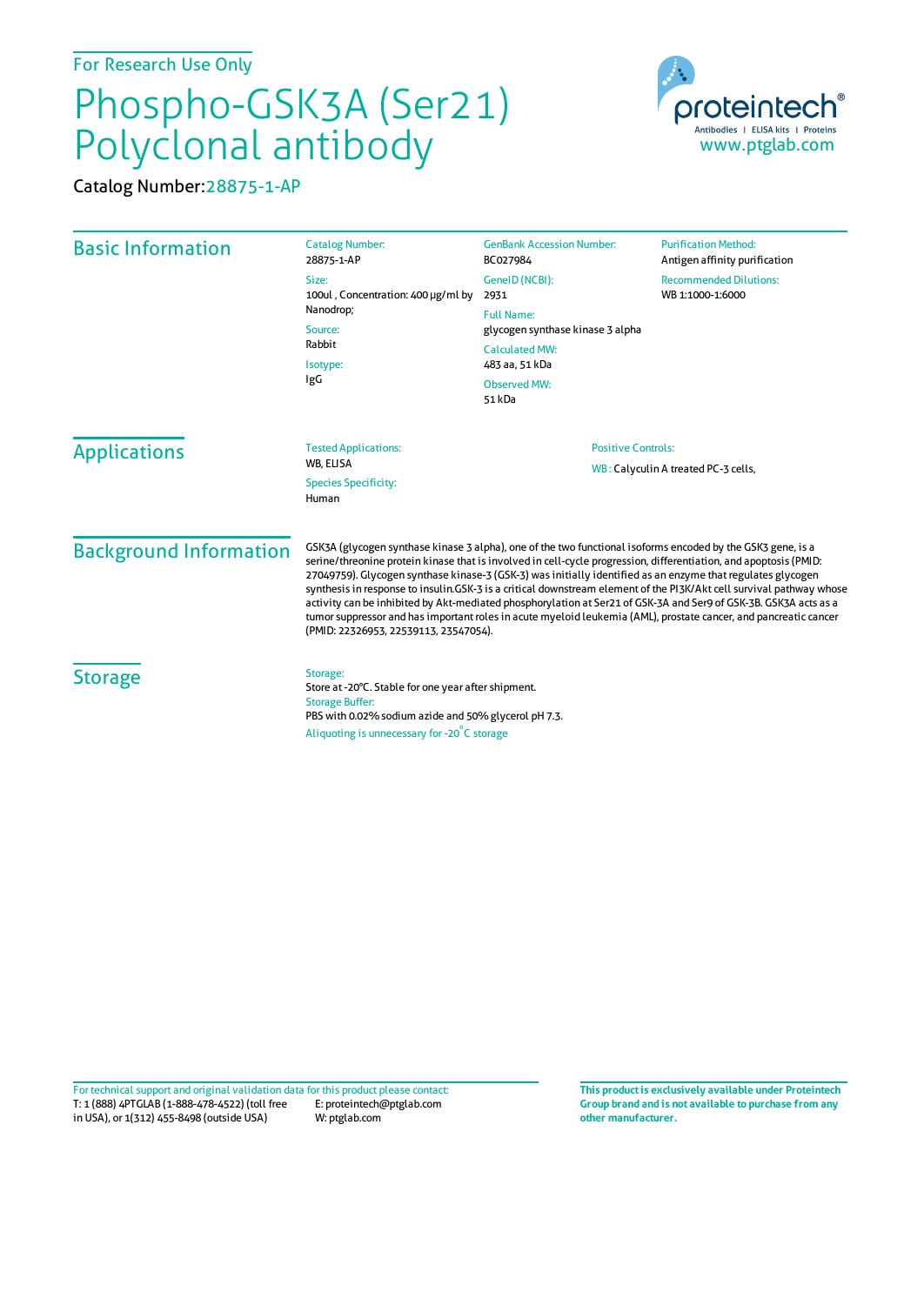For Research Use Only

# Phospho-GSK3A (Ser21) Polyclonal antibody

Catalog Number: 28875-1-AP

proteintech®
Antibodies | ELISA kits | Proteins
www.ptglab.com

## Basic Information

Catalog Number:
28875-1-AP

Size:
100ul , Concentration: 400 μg/ml by Nanodrop;

Source:
Rabbit

Isotype:
IgG

GenBank Accession Number:
BC027984

GeneID (NCBI):
2931

Full Name:
glycogen synthase kinase 3 alpha

Calculated MW:
483 aa, 51 kDa

Observed MW:
51 kDa

Purification Method:
Antigen affinity purification

Recommended Dilutions:
WB 1:1000-1:6000

## Applications

Tested Applications:
WB, ELISA

Species Specificity:
Human

Positive Controls:

WB : Calyculin A treated PC-3 cells,

## Background Information

GSK3A (glycogen synthase kinase 3 alpha), one of the two functional isoforms encoded by the GSK3 gene, is a serine/threonine protein kinase that is involved in cell-cycle progression, differentiation, and apoptosis (PMID: 27049759). Glycogen synthase kinase-3 (GSK-3) was initially identified as an enzyme that regulates glycogen synthesis in response to insulin.GSK-3 is a critical downstream element of the PI3K/Akt cell survival pathway whose activity can be inhibited by Akt-mediated phosphorylation at Ser21 of GSK-3A and Ser9 of GSK-3B. GSK3A acts as a tumor suppressor and has important roles in acute myeloid leukemia (AML), prostate cancer, and pancreatic cancer (PMID: 22326953, 22539113, 23547054).

## Storage

Storage:
Store at -20°C. Stable for one year after shipment.

Storage Buffer:
PBS with 0.02% sodium azide and 50% glycerol pH 7.3.

Aliquoting is unnecessary for -20°C storage

For technical support and original validation data for this product please contact:
T: 1 (888) 4PTGLAB (1-888-478-4522) (toll free in USA), or 1(312) 455-8498 (outside USA)
E: proteintech@ptglab.com
W: ptglab.com

**This product is exclusively available under Proteintech Group brand and is not available to purchase from any other manufacturer.**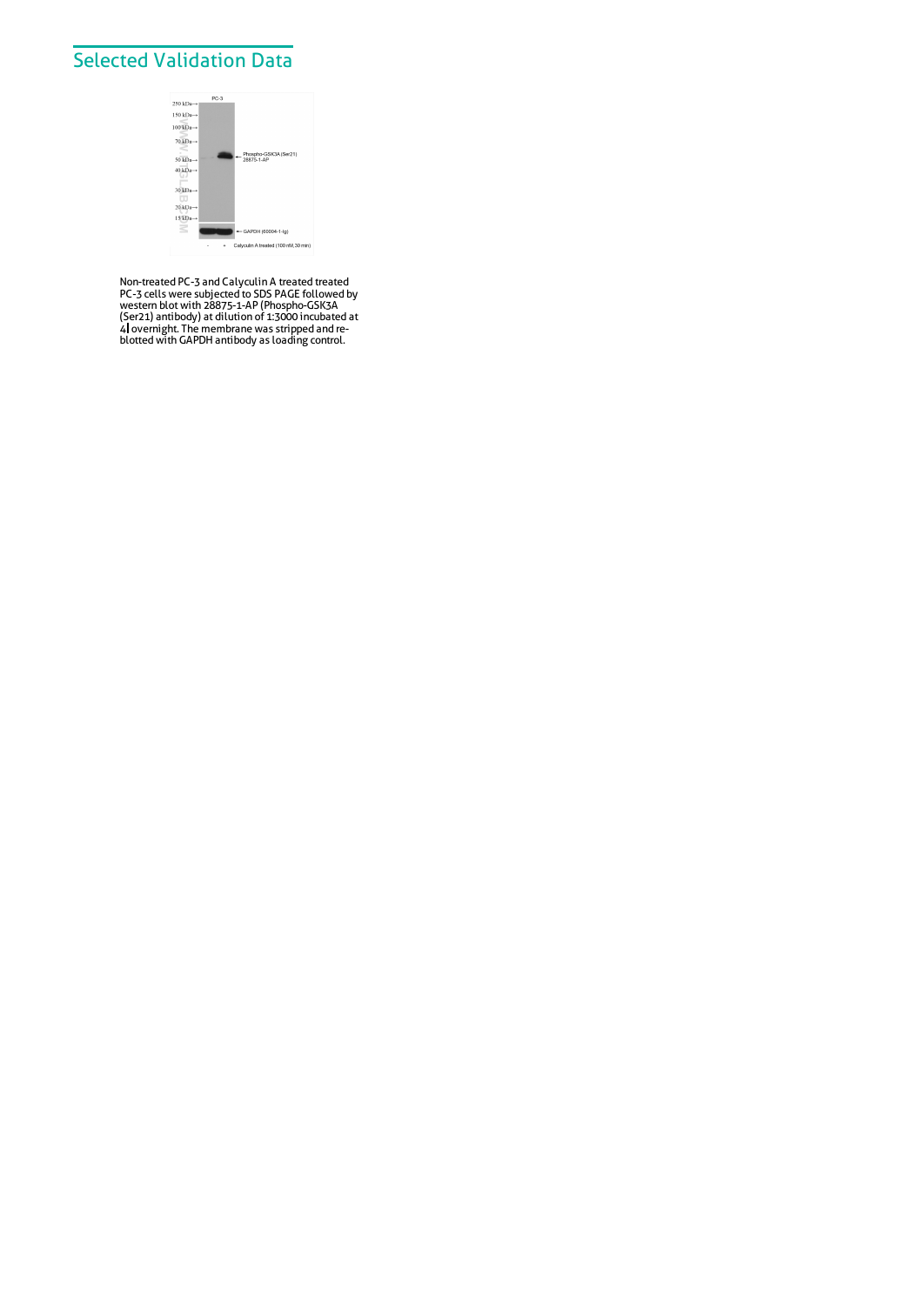## Selected Validation Data

PC-3

250 kDa→
150 kDa→
100 kDa→
70 kDa→
50 kDa→
40 kDa→
30 kDa→
20 kDa→
15 kDa→

← Phospho-GSK3A (Ser21) 28875-1-AP

← GAPDH (60004-1-Ig)

- + Calyculin A treated (100 nM,30 min)

Non-treated PC-3 and Calyculin A treated treated PC-3 cells were subjected to SDS PAGE followed by western blot with 28875-1-AP (Phospho-GSK3A (Ser21) antibody) at dilution of 1:3000 incubated at 4 overnight. The membrane was stripped and re-blotted with GAPDH antibody as loading control.